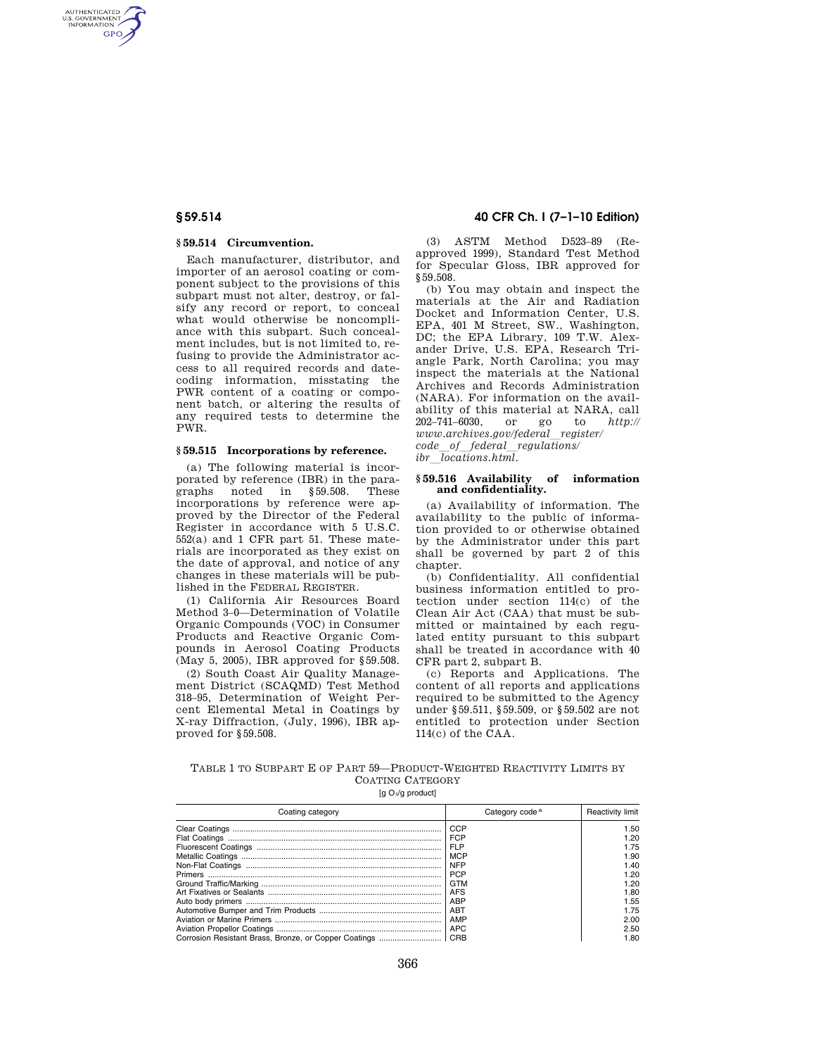### § 59.514 Circumvention.

Each manufacturer, distributor, and importer of an aerosol coating or component subject to the provisions of this subpart must not alter, destroy, or falsify any record or report, to conceal what would otherwise be noncompliance with this subpart. Such concealment includes, but is not limited to, refusing to provide the Administrator access to all required records and date-coding information, misstating the PWR content of a coating or component batch, or altering the results of any required tests to determine the PWR.

### § 59.515 Incorporations by reference.

(a) The following material is incorporated by reference (IBR) in the paragraphs noted in § 59.508. These incorporations by reference were approved by the Director of the Federal Register in accordance with 5 U.S.C. 552(a) and 1 CFR part 51. These materials are incorporated as they exist on the date of approval, and notice of any changes in these materials will be published in the FEDERAL REGISTER.

(1) California Air Resources Board Method 3–0—Determination of Volatile Organic Compounds (VOC) in Consumer Products and Reactive Organic Compounds in Aerosol Coating Products (May 5, 2005), IBR approved for § 59.508.

(2) South Coast Air Quality Management District (SCAQMD) Test Method 318–95, Determination of Weight Percent Elemental Metal in Coatings by X-ray Diffraction, (July, 1996), IBR approved for § 59.508.

(3) ASTM Method D523–89 (Reapproved 1999), Standard Test Method for Specular Gloss, IBR approved for § 59.508.

(b) You may obtain and inspect the materials at the Air and Radiation Docket and Information Center, U.S. EPA, 401 M Street, SW., Washington, DC; the EPA Library, 109 T.W. Alexander Drive, U.S. EPA, Research Triangle Park, North Carolina; you may inspect the materials at the National Archives and Records Administration (NARA). For information on the availability of this material at NARA, call 202–741–6030, or go to *http://www.archives.gov/federal_register/code_of_federal_regulations/ibr_locations.html.*

### § 59.516 Availability of information and confidentiality.

(a) Availability of information. The availability to the public of information provided to or otherwise obtained by the Administrator under this part shall be governed by part 2 of this chapter.

(b) Confidentiality. All confidential business information entitled to protection under section 114(c) of the Clean Air Act (CAA) that must be submitted or maintained by each regulated entity pursuant to this subpart shall be treated in accordance with 40 CFR part 2, subpart B.

(c) Reports and Applications. The content of all reports and applications required to be submitted to the Agency under § 59.511, § 59.509, or § 59.502 are not entitled to protection under Section 114(c) of the CAA.

TABLE 1 TO SUBPART E OF PART 59—PRODUCT-WEIGHTED REACTIVITY LIMITS BY COATING CATEGORY

[g $O_3$/g product]

| Coating category | Category code [a] | Reactivity limit |
|---|---|---|
| Clear Coatings | CCP | 1.50 |
| Flat Coatings | FCP | 1.20 |
| Fluorescent Coatings | FLP | 1.75 |
| Metallic Coatings | MCP | 1.90 |
| Non-Flat Coatings | NFP | 1.40 |
| Primers | PCP | 1.20 |
| Ground Traffic/Marking | GTM | 1.20 |
| Art Fixatives or Sealants | AFS | 1.80 |
| Auto body primers | ABP | 1.55 |
| Automotive Bumper and Trim Products | ABT | 1.75 |
| Aviation or Marine Primers | AMP | 2.00 |
| Aviation Propellor Coatings | APC | 2.50 |
| Corrosion Resistant Brass, Bronze, or Copper Coatings | CRB | 1.80 |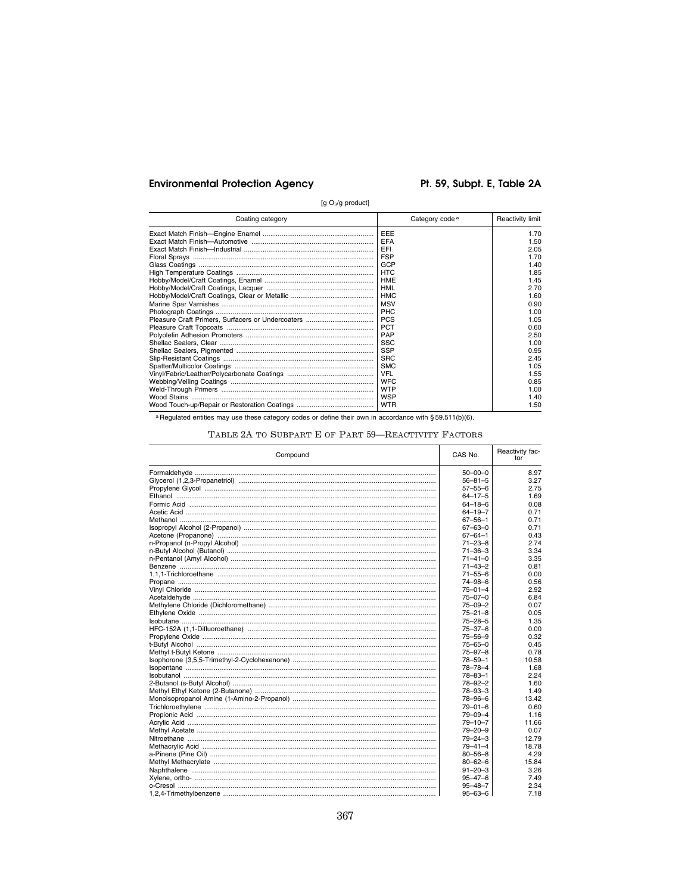[g $O_3$/g product]

| Coating category | Category code [a] | Reactivity limit |
|---|---|---|
| Exact Match Finish—Engine Enamel | EEE | 1.70 |
| Exact Match Finish—Automotive | EFA | 1.50 |
| Exact Match Finish—Industrial | EFI | 2.05 |
| Floral Sprays | FSP | 1.70 |
| Glass Coatings | GCP | 1.40 |
| High Temperature Coatings | HTC | 1.85 |
| Hobby/Model/Craft Coatings, Enamel | HME | 1.45 |
| Hobby/Model/Craft Coatings, Lacquer | HML | 2.70 |
| Hobby/Model/Craft Coatings, Clear or Metallic | HMC | 1.60 |
| Marine Spar Varnishes | MSV | 0.90 |
| Photograph Coatings | PHC | 1.00 |
| Pleasure Craft Primers, Surfacers or Undercoaters | PCS | 1.05 |
| Pleasure Craft Topcoats | PCT | 0.60 |
| Polyolefin Adhesion Promoters | PAP | 2.50 |
| Shellac Sealers, Clear | SSC | 1.00 |
| Shellac Sealers, Pigmented | SSP | 0.95 |
| Slip-Resistant Coatings | SRC | 2.45 |
| Spatter/Multicolor Coatings | SMC | 1.05 |
| Vinyl/Fabric/Leather/Polycarbonate Coatings | VFL | 1.55 |
| Webbing/Veiling Coatings | WFC | 0.85 |
| Weld-Through Primers | WTP | 1.00 |
| Wood Stains | WSP | 1.40 |
| Wood Touch-up/Repair or Restoration Coatings | WTR | 1.50 |

[a] Regulated entities may use these category codes or define their own in accordance with §59.511(b)(6).

## TABLE 2A TO SUBPART E OF PART 59—REACTIVITY FACTORS

| Compound | CAS No. | Reactivity factor |
|---|---|---|
| Formaldehyde | 50–00–0 | 8.97 |
| Glycerol (1,2,3-Propanetriol) | 56–81–5 | 3.27 |
| Propylene Glycol | 57–55–6 | 2.75 |
| Ethanol | 64–17–5 | 1.69 |
| Formic Acid | 64–18–6 | 0.08 |
| Acetic Acid | 64–19–7 | 0.71 |
| Methanol | 67–56–1 | 0.71 |
| Isopropyl Alcohol (2-Propanol) | 67–63–0 | 0.71 |
| Acetone (Propanone) | 67–64–1 | 0.43 |
| n-Propanol (n-Propyl Alcohol) | 71–23–8 | 2.74 |
| n-Butyl Alcohol (Butanol) | 71–36–3 | 3.34 |
| n-Pentanol (Amyl Alcohol) | 71–41–0 | 3.35 |
| Benzene | 71–43–2 | 0.81 |
| 1,1,1-Trichloroethane | 71–55–6 | 0.00 |
| Propane | 74–98–6 | 0.56 |
| Vinyl Chloride | 75–01–4 | 2.92 |
| Acetaldehyde | 75–07–0 | 6.84 |
| Methylene Chloride (Dichloromethane) | 75–09–2 | 0.07 |
| Ethylene Oxide | 75–21–8 | 0.05 |
| Isobutane | 75–28–5 | 1.35 |
| HFC-152A (1,1-Difluoroethane) | 75–37–6 | 0.00 |
| Propylene Oxide | 75–56–9 | 0.32 |
| t-Butyl Alcohol | 75–65–0 | 0.45 |
| Methyl t-Butyl Ketone | 75–97–8 | 0.78 |
| Isophorone (3,5,5-Trimethyl-2-Cyclohexenone) | 78–59–1 | 10.58 |
| Isopentane | 78–78–4 | 1.68 |
| Isobutanol | 78–83–1 | 2.24 |
| 2-Butanol (s-Butyl Alcohol) | 78–92–2 | 1.60 |
| Methyl Ethyl Ketone (2-Butanone) | 78–93–3 | 1.49 |
| Monoisopropanol Amine (1-Amino-2-Propanol) | 78–96–6 | 13.42 |
| Trichloroethylene | 79–01–6 | 0.60 |
| Propionic Acid | 79–09–4 | 1.16 |
| Acrylic Acid | 79–10–7 | 11.66 |
| Methyl Acetate | 79–20–9 | 0.07 |
| Nitroethane | 79–24–3 | 12.79 |
| Methacrylic Acid | 79–41–4 | 18.78 |
| a-Pinene (Pine Oil) | 80–56–8 | 4.29 |
| Methyl Methacrylate | 80–62–6 | 15.84 |
| Naphthalene | 91–20–3 | 3.26 |
| Xylene, ortho- | 95–47–6 | 7.49 |
| o-Cresol | 95–48–7 | 2.34 |
| 1,2,4-Trimethylbenzene | 95–63–6 | 7.18 |